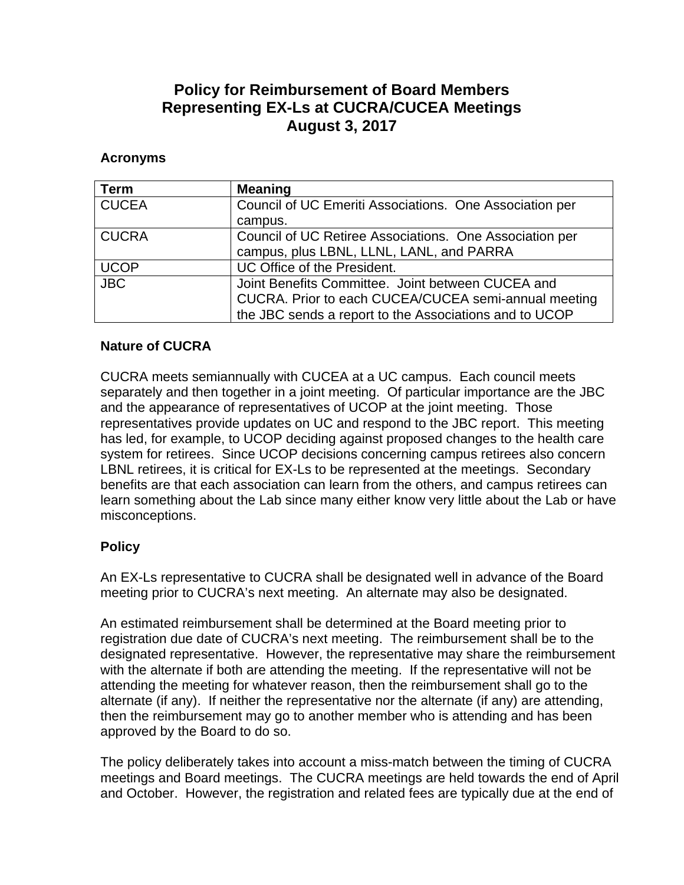# Policy for Reimbursement of Board Members Representing EX-Ls at CUCRA/CUCEA Meetings August 3, 2017

**Acronyms**

| Term | Meaning |
|---|---|
| CUCEA | Council of UC Emeriti Associations. One Association per campus. |
| CUCRA | Council of UC Retiree Associations. One Association per campus, plus LBNL, LLNL, LANL, and PARRA |
| UCOP | UC Office of the President. |
| JBC | Joint Benefits Committee. Joint between CUCEA and CUCRA. Prior to each CUCEA/CUCEA semi-annual meeting the JBC sends a report to the Associations and to UCOP |

**Nature of CUCRA**

CUCRA meets semiannually with CUCEA at a UC campus. Each council meets separately and then together in a joint meeting. Of particular importance are the JBC and the appearance of representatives of UCOP at the joint meeting. Those representatives provide updates on UC and respond to the JBC report. This meeting has led, for example, to UCOP deciding against proposed changes to the health care system for retirees. Since UCOP decisions concerning campus retirees also concern LBNL retirees, it is critical for EX-Ls to be represented at the meetings. Secondary benefits are that each association can learn from the others, and campus retirees can learn something about the Lab since many either know very little about the Lab or have misconceptions.

**Policy**

An EX-Ls representative to CUCRA shall be designated well in advance of the Board meeting prior to CUCRA's next meeting. An alternate may also be designated.

An estimated reimbursement shall be determined at the Board meeting prior to registration due date of CUCRA's next meeting. The reimbursement shall be to the designated representative. However, the representative may share the reimbursement with the alternate if both are attending the meeting. If the representative will not be attending the meeting for whatever reason, then the reimbursement shall go to the alternate (if any). If neither the representative nor the alternate (if any) are attending, then the reimbursement may go to another member who is attending and has been approved by the Board to do so.

The policy deliberately takes into account a miss-match between the timing of CUCRA meetings and Board meetings. The CUCRA meetings are held towards the end of April and October. However, the registration and related fees are typically due at the end of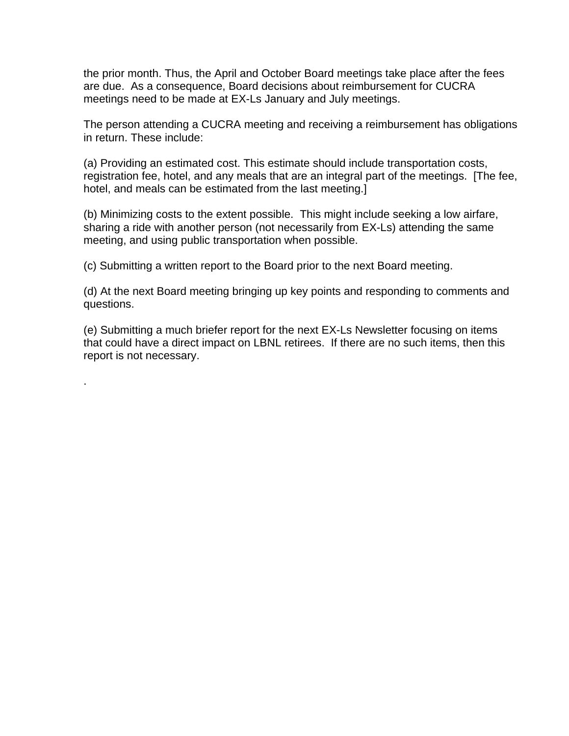the prior month. Thus, the April and October Board meetings take place after the fees are due. As a consequence, Board decisions about reimbursement for CUCRA meetings need to be made at EX-Ls January and July meetings.

The person attending a CUCRA meeting and receiving a reimbursement has obligations in return. These include:

(a) Providing an estimated cost. This estimate should include transportation costs, registration fee, hotel, and any meals that are an integral part of the meetings. [The fee, hotel, and meals can be estimated from the last meeting.]

(b) Minimizing costs to the extent possible. This might include seeking a low airfare, sharing a ride with another person (not necessarily from EX-Ls) attending the same meeting, and using public transportation when possible.

(c) Submitting a written report to the Board prior to the next Board meeting.

(d) At the next Board meeting bringing up key points and responding to comments and questions.

(e) Submitting a much briefer report for the next EX-Ls Newsletter focusing on items that could have a direct impact on LBNL retirees. If there are no such items, then this report is not necessary.

.